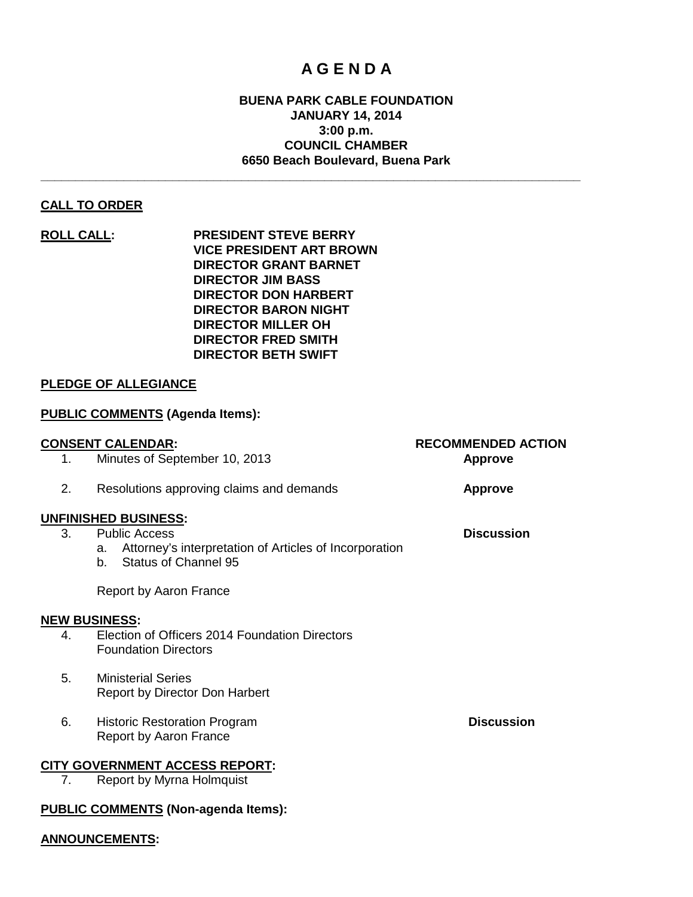# A G E N D A

**BUENA PARK CABLE FOUNDATION**
**JANUARY 14, 2014**
**3:00 p.m.**
**COUNCIL CHAMBER**
**6650 Beach Boulevard, Buena Park**

---

**CALL TO ORDER**

**ROLL CALL:**
**PRESIDENT STEVE BERRY**
**VICE PRESIDENT ART BROWN**
**DIRECTOR GRANT BARNET**
**DIRECTOR JIM BASS**
**DIRECTOR DON HARBERT**
**DIRECTOR BARON NIGHT**
**DIRECTOR MILLER OH**
**DIRECTOR FRED SMITH**
**DIRECTOR BETH SWIFT**

**PLEDGE OF ALLEGIANCE**

**PUBLIC COMMENTS (Agenda Items):**

**CONSENT CALENDAR:** — **RECOMMENDED ACTION**

1. Minutes of September 10, 2013 — **Approve**
2. Resolutions approving claims and demands — **Approve**

**UNFINISHED BUSINESS:**

3. Public Access — **Discussion**
   a. Attorney's interpretation of Articles of Incorporation
   b. Status of Channel 95

   Report by Aaron France

**NEW BUSINESS:**

4. Election of Officers 2014 Foundation Directors
   Foundation Directors
5. Ministerial Series
   Report by Director Don Harbert
6. Historic Restoration Program — **Discussion**
   Report by Aaron France

**CITY GOVERNMENT ACCESS REPORT:**

7. Report by Myrna Holmquist

**PUBLIC COMMENTS (Non-agenda Items):**

**ANNOUNCEMENTS:**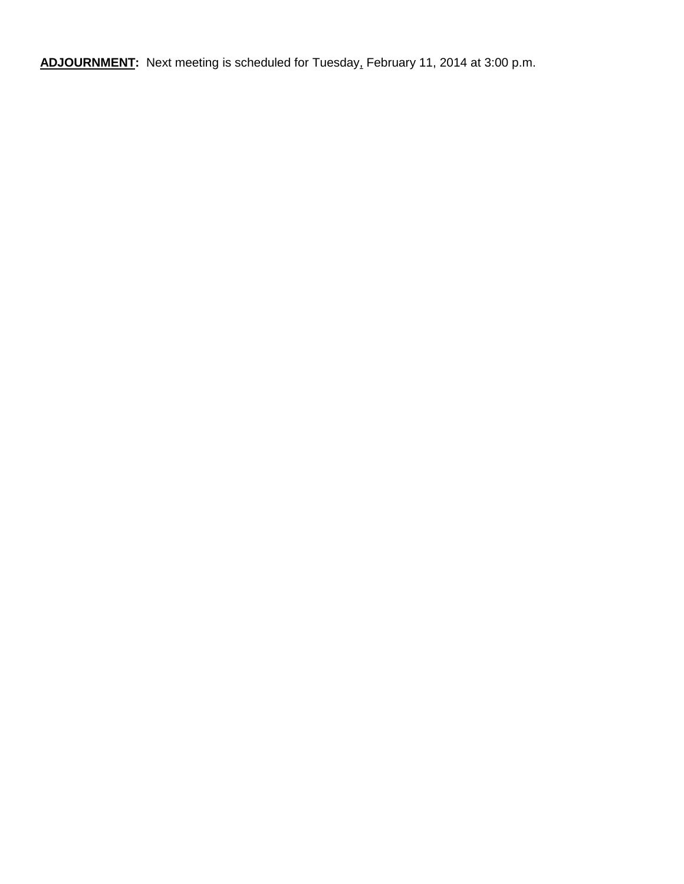**ADJOURNMENT:** Next meeting is scheduled for Tuesday, February 11, 2014 at 3:00 p.m.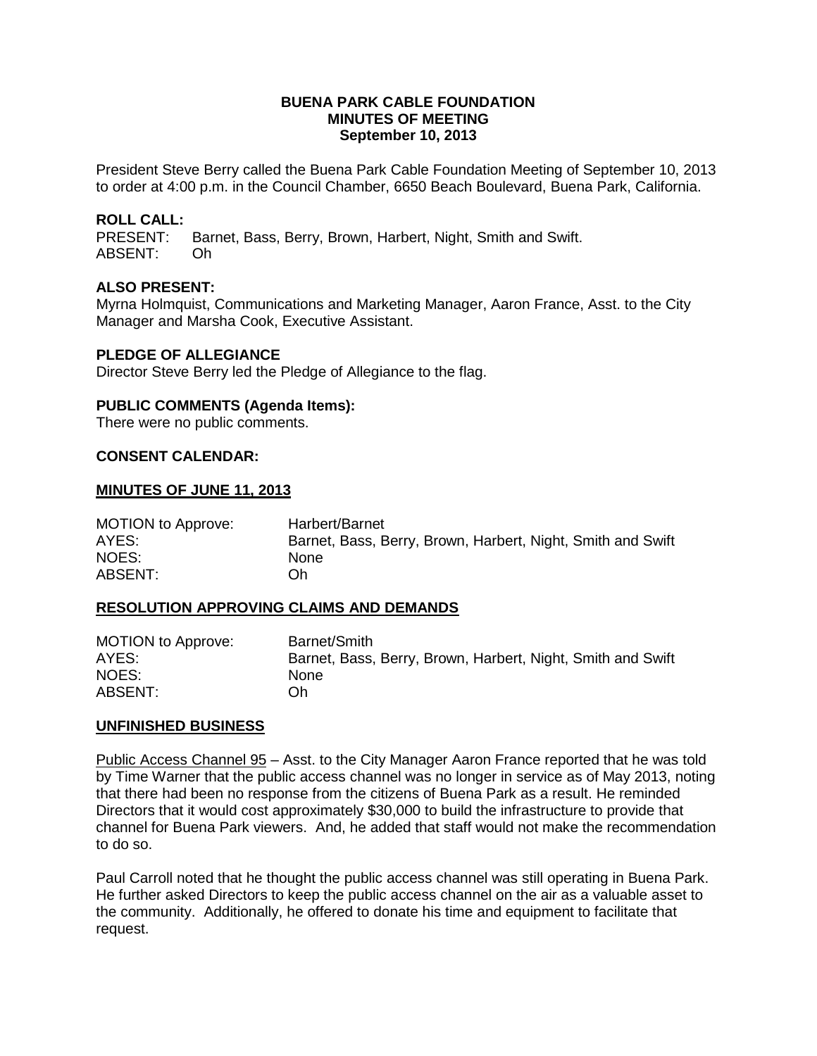**BUENA PARK CABLE FOUNDATION**
**MINUTES OF MEETING**
**September 10, 2013**

President Steve Berry called the Buena Park Cable Foundation Meeting of September 10, 2013 to order at 4:00 p.m. in the Council Chamber, 6650 Beach Boulevard, Buena Park, California.

**ROLL CALL:**
PRESENT: Barnet, Bass, Berry, Brown, Harbert, Night, Smith and Swift.
ABSENT: Oh

**ALSO PRESENT:**
Myrna Holmquist, Communications and Marketing Manager, Aaron France, Asst. to the City Manager and Marsha Cook, Executive Assistant.

**PLEDGE OF ALLEGIANCE**
Director Steve Berry led the Pledge of Allegiance to the flag.

**PUBLIC COMMENTS (Agenda Items):**
There were no public comments.

**CONSENT CALENDAR:**

**MINUTES OF JUNE 11, 2013**

MOTION to Approve: Harbert/Barnet
AYES: Barnet, Bass, Berry, Brown, Harbert, Night, Smith and Swift
NOES: None
ABSENT: Oh

**RESOLUTION APPROVING CLAIMS AND DEMANDS**

MOTION to Approve: Barnet/Smith
AYES: Barnet, Bass, Berry, Brown, Harbert, Night, Smith and Swift
NOES: None
ABSENT: Oh

**UNFINISHED BUSINESS**

Public Access Channel 95 – Asst. to the City Manager Aaron France reported that he was told by Time Warner that the public access channel was no longer in service as of May 2013, noting that there had been no response from the citizens of Buena Park as a result. He reminded Directors that it would cost approximately $30,000 to build the infrastructure to provide that channel for Buena Park viewers. And, he added that staff would not make the recommendation to do so.

Paul Carroll noted that he thought the public access channel was still operating in Buena Park. He further asked Directors to keep the public access channel on the air as a valuable asset to the community. Additionally, he offered to donate his time and equipment to facilitate that request.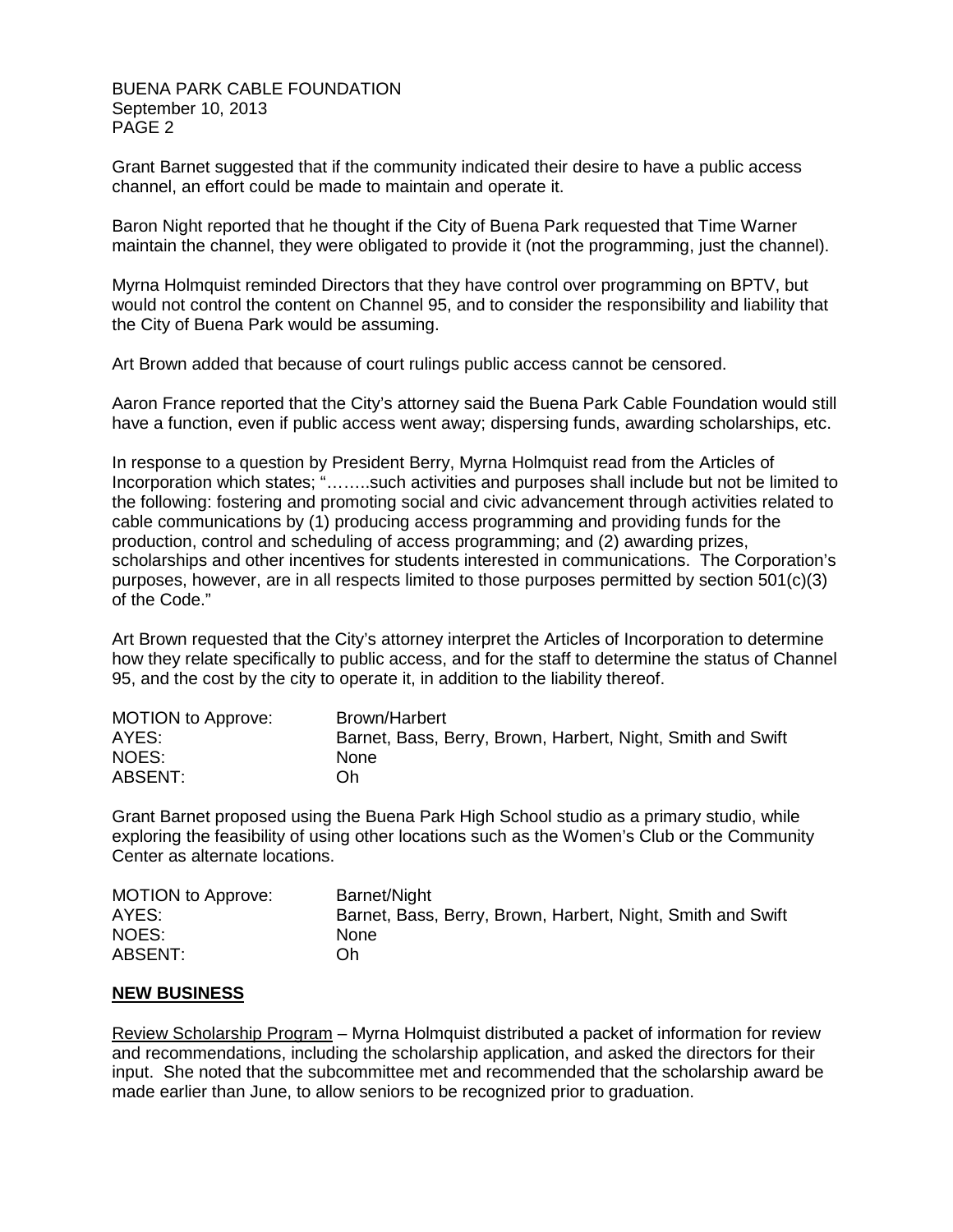Grant Barnet suggested that if the community indicated their desire to have a public access channel, an effort could be made to maintain and operate it.

Baron Night reported that he thought if the City of Buena Park requested that Time Warner maintain the channel, they were obligated to provide it (not the programming, just the channel).

Myrna Holmquist reminded Directors that they have control over programming on BPTV, but would not control the content on Channel 95, and to consider the responsibility and liability that the City of Buena Park would be assuming.

Art Brown added that because of court rulings public access cannot be censored.

Aaron France reported that the City's attorney said the Buena Park Cable Foundation would still have a function, even if public access went away; dispersing funds, awarding scholarships, etc.

In response to a question by President Berry, Myrna Holmquist read from the Articles of Incorporation which states; "……..such activities and purposes shall include but not be limited to the following: fostering and promoting social and civic advancement through activities related to cable communications by (1) producing access programming and providing funds for the production, control and scheduling of access programming; and (2) awarding prizes, scholarships and other incentives for students interested in communications. The Corporation's purposes, however, are in all respects limited to those purposes permitted by section 501(c)(3) of the Code."

Art Brown requested that the City's attorney interpret the Articles of Incorporation to determine how they relate specifically to public access, and for the staff to determine the status of Channel 95, and the cost by the city to operate it, in addition to the liability thereof.

| | |
|---|---|
| MOTION to Approve: | Brown/Harbert |
| AYES: | Barnet, Bass, Berry, Brown, Harbert, Night, Smith and Swift |
| NOES: | None |
| ABSENT: | Oh |

Grant Barnet proposed using the Buena Park High School studio as a primary studio, while exploring the feasibility of using other locations such as the Women's Club or the Community Center as alternate locations.

| | |
|---|---|
| MOTION to Approve: | Barnet/Night |
| AYES: | Barnet, Bass, Berry, Brown, Harbert, Night, Smith and Swift |
| NOES: | None |
| ABSENT: | Oh |

## NEW BUSINESS

Review Scholarship Program – Myrna Holmquist distributed a packet of information for review and recommendations, including the scholarship application, and asked the directors for their input. She noted that the subcommittee met and recommended that the scholarship award be made earlier than June, to allow seniors to be recognized prior to graduation.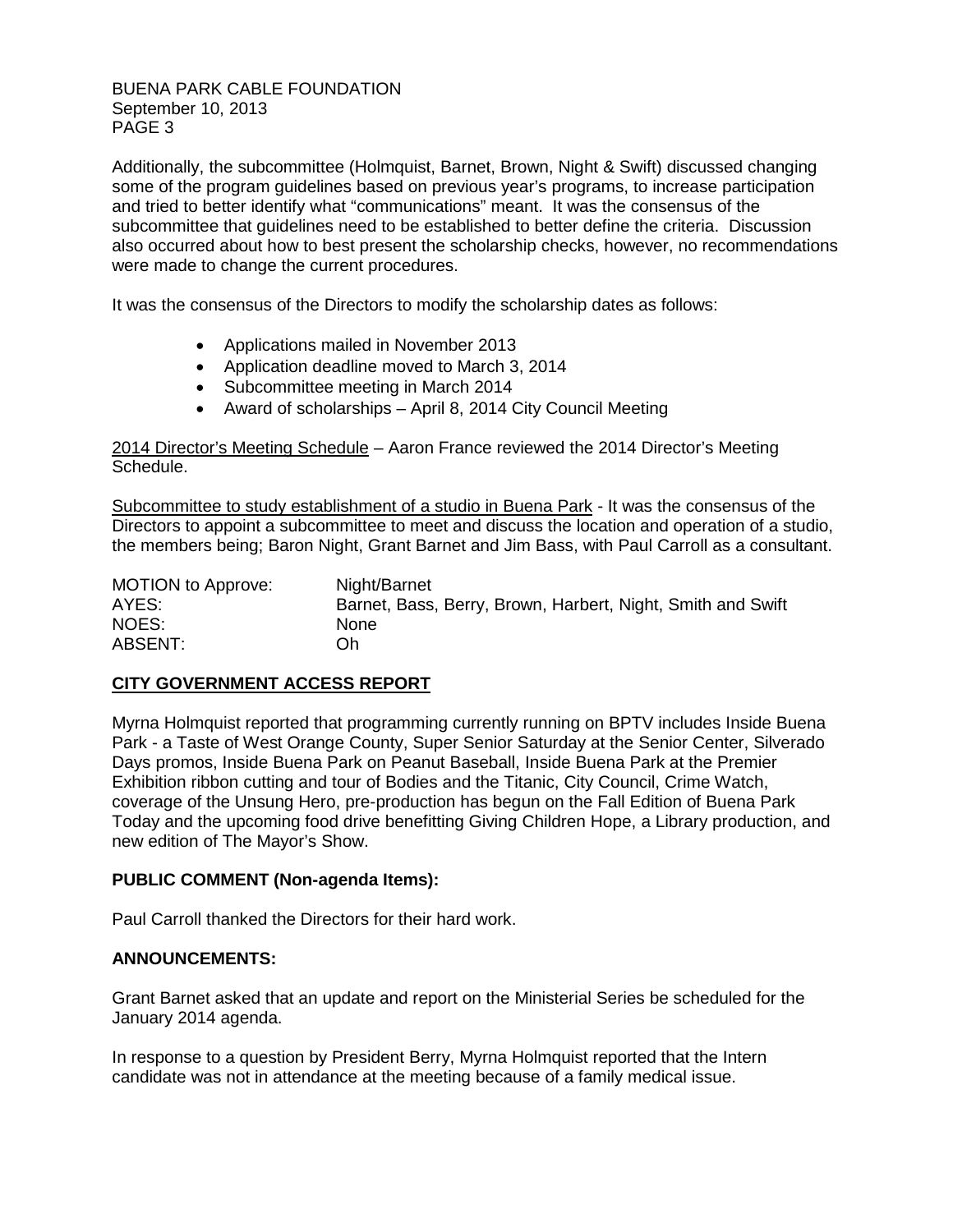Additionally, the subcommittee (Holmquist, Barnet, Brown, Night & Swift) discussed changing some of the program guidelines based on previous year's programs, to increase participation and tried to better identify what "communications" meant. It was the consensus of the subcommittee that guidelines need to be established to better define the criteria. Discussion also occurred about how to best present the scholarship checks, however, no recommendations were made to change the current procedures.

It was the consensus of the Directors to modify the scholarship dates as follows:

- Applications mailed in November 2013
- Application deadline moved to March 3, 2014
- Subcommittee meeting in March 2014
- Award of scholarships – April 8, 2014 City Council Meeting

2014 Director's Meeting Schedule – Aaron France reviewed the 2014 Director's Meeting Schedule.

Subcommittee to study establishment of a studio in Buena Park - It was the consensus of the Directors to appoint a subcommittee to meet and discuss the location and operation of a studio, the members being; Baron Night, Grant Barnet and Jim Bass, with Paul Carroll as a consultant.

| | |
|---|---|
| MOTION to Approve: | Night/Barnet |
| AYES: | Barnet, Bass, Berry, Brown, Harbert, Night, Smith and Swift |
| NOES: | None |
| ABSENT: | Oh |

## CITY GOVERNMENT ACCESS REPORT

Myrna Holmquist reported that programming currently running on BPTV includes Inside Buena Park - a Taste of West Orange County, Super Senior Saturday at the Senior Center, Silverado Days promos, Inside Buena Park on Peanut Baseball, Inside Buena Park at the Premier Exhibition ribbon cutting and tour of Bodies and the Titanic, City Council, Crime Watch, coverage of the Unsung Hero, pre-production has begun on the Fall Edition of Buena Park Today and the upcoming food drive benefitting Giving Children Hope, a Library production, and new edition of The Mayor's Show.

### PUBLIC COMMENT (Non-agenda Items):

Paul Carroll thanked the Directors for their hard work.

### ANNOUNCEMENTS:

Grant Barnet asked that an update and report on the Ministerial Series be scheduled for the January 2014 agenda.

In response to a question by President Berry, Myrna Holmquist reported that the Intern candidate was not in attendance at the meeting because of a family medical issue.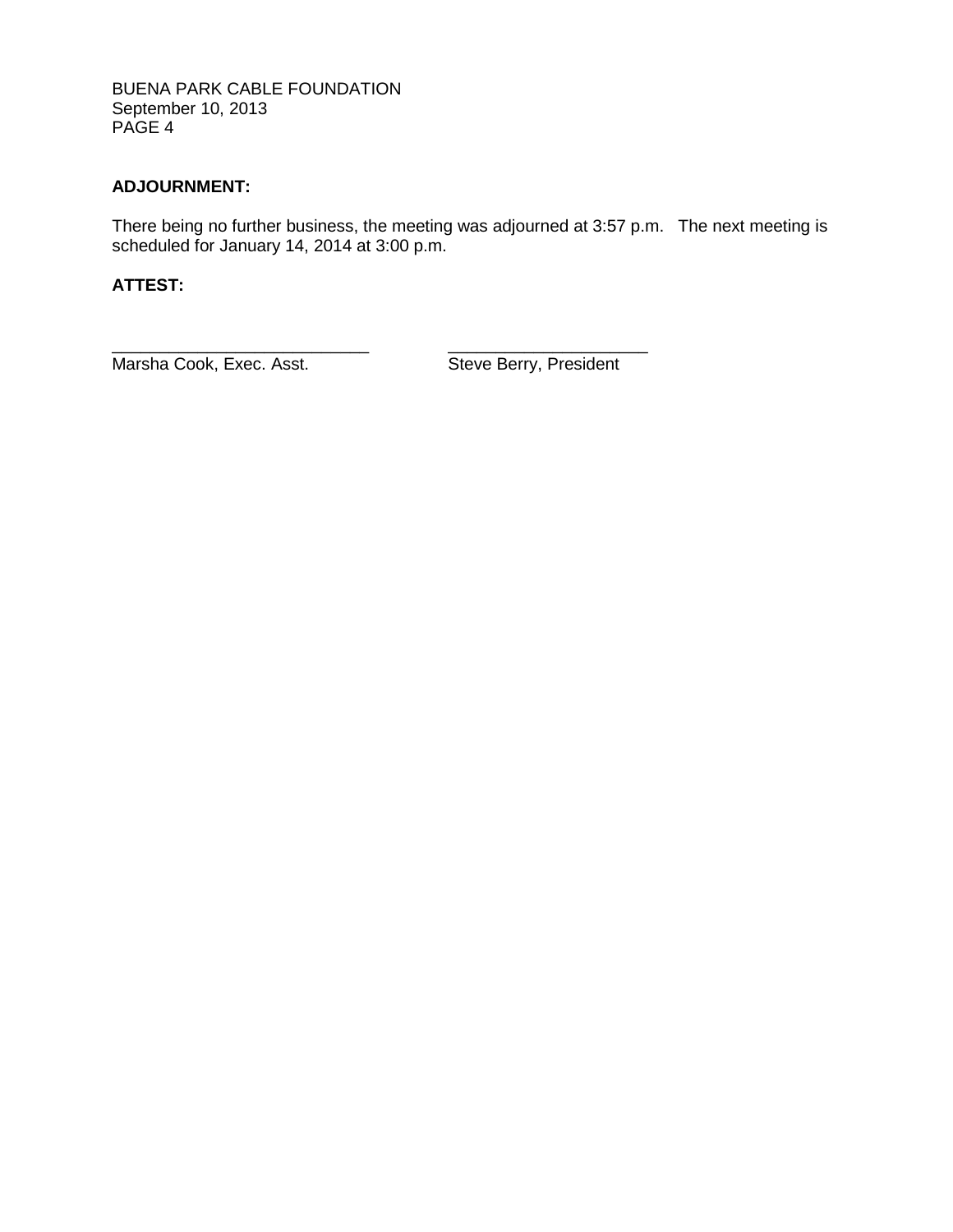**ADJOURNMENT:**

There being no further business, the meeting was adjourned at 3:57 p.m. The next meeting is scheduled for January 14, 2014 at 3:00 p.m.

**ATTEST:**

| ___________________________ | ___________________________ |
|---|---|
| Marsha Cook, Exec. Asst. | Steve Berry, President |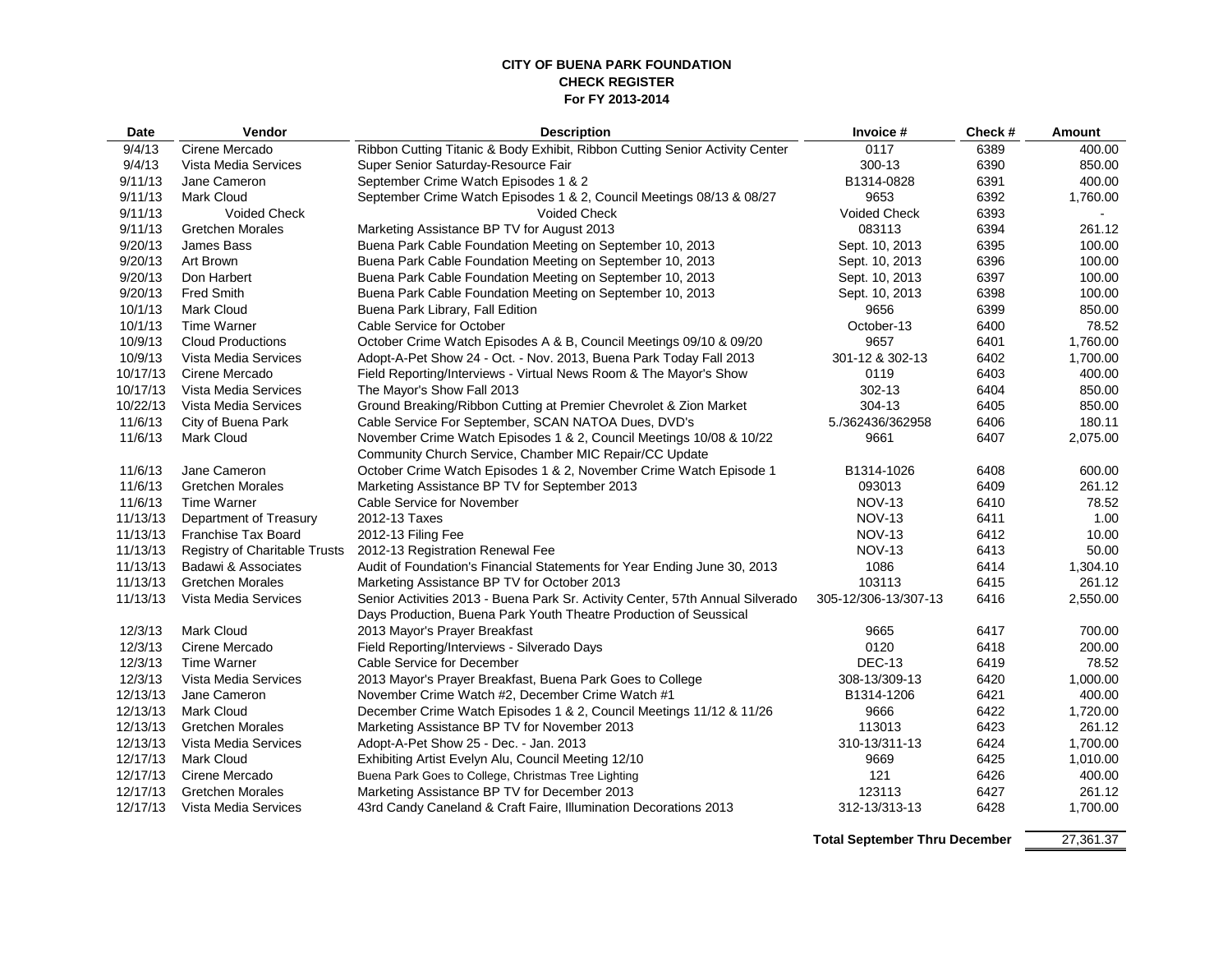**CITY OF BUENA PARK FOUNDATION**
**CHECK REGISTER**
**For FY 2013-2014**

| Date | Vendor | Description | Invoice # | Check # | Amount |
|---|---|---|---|---|---|
| 9/4/13 | Cirene Mercado | Ribbon Cutting Titanic & Body Exhibit, Ribbon Cutting Senior Activity Center | 0117 | 6389 | 400.00 |
| 9/4/13 | Vista Media Services | Super Senior Saturday-Resource Fair | 300-13 | 6390 | 850.00 |
| 9/11/13 | Jane Cameron | September Crime Watch Episodes 1 & 2 | B1314-0828 | 6391 | 400.00 |
| 9/11/13 | Mark Cloud | September Crime Watch Episodes 1 & 2, Council Meetings 08/13 & 08/27 | 9653 | 6392 | 1,760.00 |
| 9/11/13 | Voided Check | Voided Check | Voided Check | 6393 | - |
| 9/11/13 | Gretchen Morales | Marketing Assistance BP TV for August 2013 | 083113 | 6394 | 261.12 |
| 9/20/13 | James Bass | Buena Park Cable Foundation Meeting on September 10, 2013 | Sept. 10, 2013 | 6395 | 100.00 |
| 9/20/13 | Art Brown | Buena Park Cable Foundation Meeting on September 10, 2013 | Sept. 10, 2013 | 6396 | 100.00 |
| 9/20/13 | Don Harbert | Buena Park Cable Foundation Meeting on September 10, 2013 | Sept. 10, 2013 | 6397 | 100.00 |
| 9/20/13 | Fred Smith | Buena Park Cable Foundation Meeting on September 10, 2013 | Sept. 10, 2013 | 6398 | 100.00 |
| 10/1/13 | Mark Cloud | Buena Park Library, Fall Edition | 9656 | 6399 | 850.00 |
| 10/1/13 | Time Warner | Cable Service for October | October-13 | 6400 | 78.52 |
| 10/9/13 | Cloud Productions | October Crime Watch Episodes A & B, Council Meetings 09/10 & 09/20 | 9657 | 6401 | 1,760.00 |
| 10/9/13 | Vista Media Services | Adopt-A-Pet Show 24 - Oct. - Nov. 2013, Buena Park Today Fall 2013 | 301-12 & 302-13 | 6402 | 1,700.00 |
| 10/17/13 | Cirene Mercado | Field Reporting/Interviews - Virtual News Room & The Mayor's Show | 0119 | 6403 | 400.00 |
| 10/17/13 | Vista Media Services | The Mayor's Show Fall 2013 | 302-13 | 6404 | 850.00 |
| 10/22/13 | Vista Media Services | Ground Breaking/Ribbon Cutting at Premier Chevrolet & Zion Market | 304-13 | 6405 | 850.00 |
| 11/6/13 | City of Buena Park | Cable Service For September, SCAN NATOA Dues, DVD's | 5./362436/362958 | 6406 | 180.11 |
| 11/6/13 | Mark Cloud | November Crime Watch Episodes 1 & 2, Council Meetings 10/08 & 10/22 Community Church Service, Chamber MIC Repair/CC Update | 9661 | 6407 | 2,075.00 |
| 11/6/13 | Jane Cameron | October Crime Watch Episodes 1 & 2, November Crime Watch Episode 1 | B1314-1026 | 6408 | 600.00 |
| 11/6/13 | Gretchen Morales | Marketing Assistance BP TV for September 2013 | 093013 | 6409 | 261.12 |
| 11/6/13 | Time Warner | Cable Service for November | NOV-13 | 6410 | 78.52 |
| 11/13/13 | Department of Treasury | 2012-13 Taxes | NOV-13 | 6411 | 1.00 |
| 11/13/13 | Franchise Tax Board | 2012-13 Filing Fee | NOV-13 | 6412 | 10.00 |
| 11/13/13 | Registry of Charitable Trusts | 2012-13 Registration Renewal Fee | NOV-13 | 6413 | 50.00 |
| 11/13/13 | Badawi & Associates | Audit of Foundation's Financial Statements for Year Ending June 30, 2013 | 1086 | 6414 | 1,304.10 |
| 11/13/13 | Gretchen Morales | Marketing Assistance BP TV for October 2013 | 103113 | 6415 | 261.12 |
| 11/13/13 | Vista Media Services | Senior Activities 2013 - Buena Park Sr. Activity Center, 57th Annual Silverado Days Production, Buena Park Youth Theatre Production of Seussical | 305-12/306-13/307-13 | 6416 | 2,550.00 |
| 12/3/13 | Mark Cloud | 2013 Mayor's Prayer Breakfast | 9665 | 6417 | 700.00 |
| 12/3/13 | Cirene Mercado | Field Reporting/Interviews - Silverado Days | 0120 | 6418 | 200.00 |
| 12/3/13 | Time Warner | Cable Service for December | DEC-13 | 6419 | 78.52 |
| 12/3/13 | Vista Media Services | 2013 Mayor's Prayer Breakfast, Buena Park Goes to College | 308-13/309-13 | 6420 | 1,000.00 |
| 12/13/13 | Jane Cameron | November Crime Watch #2, December Crime Watch #1 | B1314-1206 | 6421 | 400.00 |
| 12/13/13 | Mark Cloud | December Crime Watch Episodes 1 & 2, Council Meetings 11/12 & 11/26 | 9666 | 6422 | 1,720.00 |
| 12/13/13 | Gretchen Morales | Marketing Assistance BP TV for November 2013 | 113013 | 6423 | 261.12 |
| 12/13/13 | Vista Media Services | Adopt-A-Pet Show 25 - Dec. - Jan. 2013 | 310-13/311-13 | 6424 | 1,700.00 |
| 12/17/13 | Mark Cloud | Exhibiting Artist Evelyn Alu, Council Meeting 12/10 | 9669 | 6425 | 1,010.00 |
| 12/17/13 | Cirene Mercado | Buena Park Goes to College, Christmas Tree Lighting | 121 | 6426 | 400.00 |
| 12/17/13 | Gretchen Morales | Marketing Assistance BP TV for December 2013 | 123113 | 6427 | 261.12 |
| 12/17/13 | Vista Media Services | 43rd Candy Caneland & Craft Faire, Illumination Decorations 2013 | 312-13/313-13 | 6428 | 1,700.00 |
| | | | **Total September Thru December** | | 27,361.37 |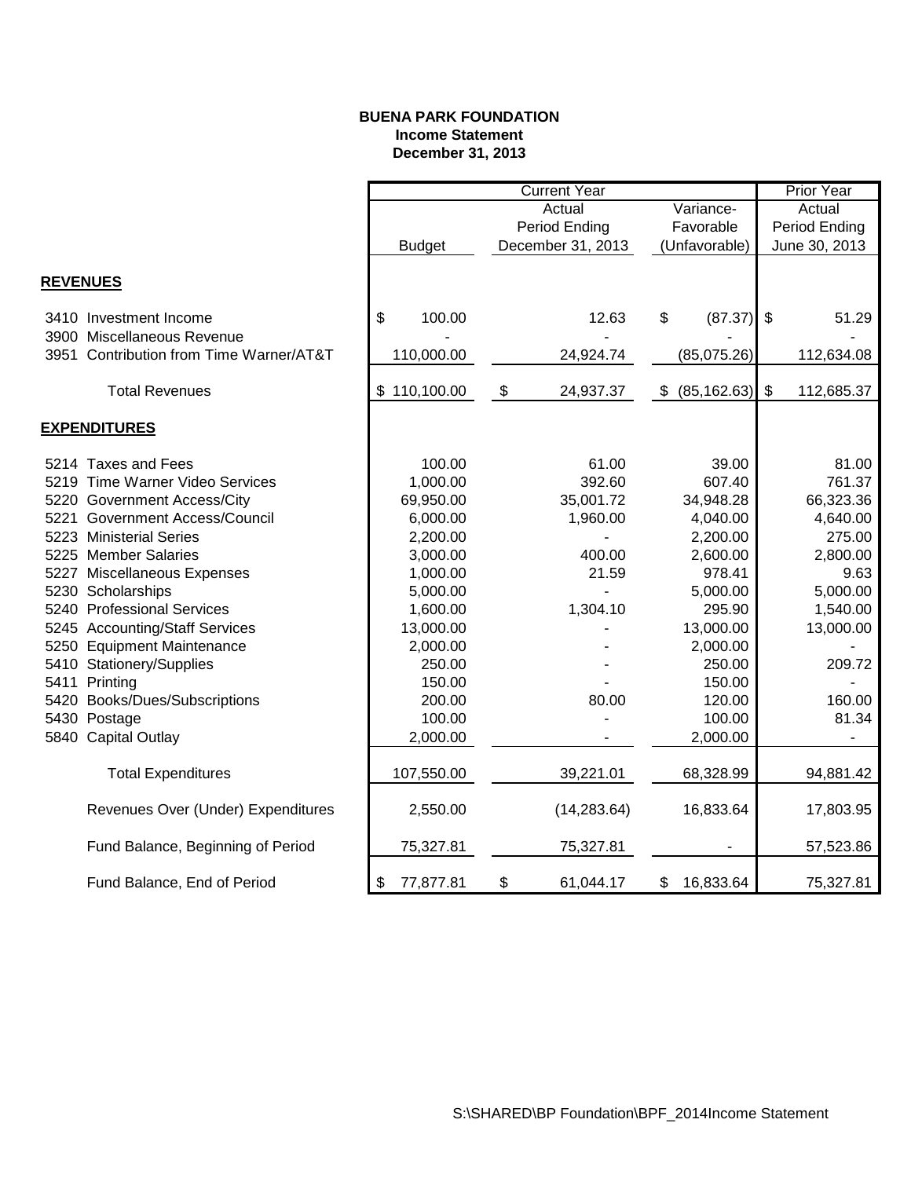**BUENA PARK FOUNDATION**
**Income Statement**
**December 31, 2013**

| | Current Year | | | Prior Year |
|---|---|---|---|---|
| | Budget | Actual Period Ending December 31, 2013 | Variance-Favorable (Unfavorable) | Actual Period Ending June 30, 2013 |
| **REVENUES** | | | | |
| 3410 Investment Income | $ 100.00 | 12.63 | $ (87.37) | $ 51.29 |
| 3900 Miscellaneous Revenue | - | - | - | - |
| 3951 Contribution from Time Warner/AT&T | 110,000.00 | 24,924.74 | (85,075.26) | 112,634.08 |
| Total Revenues | $ 110,100.00 | $ 24,937.37 | $ (85,162.63) | $ 112,685.37 |
| **EXPENDITURES** | | | | |
| 5214 Taxes and Fees | 100.00 | 61.00 | 39.00 | 81.00 |
| 5219 Time Warner Video Services | 1,000.00 | 392.60 | 607.40 | 761.37 |
| 5220 Government Access/City | 69,950.00 | 35,001.72 | 34,948.28 | 66,323.36 |
| 5221 Government Access/Council | 6,000.00 | 1,960.00 | 4,040.00 | 4,640.00 |
| 5223 Ministerial Series | 2,200.00 | - | 2,200.00 | 275.00 |
| 5225 Member Salaries | 3,000.00 | 400.00 | 2,600.00 | 2,800.00 |
| 5227 Miscellaneous Expenses | 1,000.00 | 21.59 | 978.41 | 9.63 |
| 5230 Scholarships | 5,000.00 | - | 5,000.00 | 5,000.00 |
| 5240 Professional Services | 1,600.00 | 1,304.10 | 295.90 | 1,540.00 |
| 5245 Accounting/Staff Services | 13,000.00 | - | 13,000.00 | 13,000.00 |
| 5250 Equipment Maintenance | 2,000.00 | - | 2,000.00 | - |
| 5410 Stationery/Supplies | 250.00 | - | 250.00 | 209.72 |
| 5411 Printing | 150.00 | - | 150.00 | - |
| 5420 Books/Dues/Subscriptions | 200.00 | 80.00 | 120.00 | 160.00 |
| 5430 Postage | 100.00 | - | 100.00 | 81.34 |
| 5840 Capital Outlay | 2,000.00 | - | 2,000.00 | - |
| Total Expenditures | 107,550.00 | 39,221.01 | 68,328.99 | 94,881.42 |
| Revenues Over (Under) Expenditures | 2,550.00 | (14,283.64) | 16,833.64 | 17,803.95 |
| Fund Balance, Beginning of Period | 75,327.81 | 75,327.81 | - | 57,523.86 |
| Fund Balance, End of Period | $ 77,877.81 | $ 61,044.17 | $ 16,833.64 | 75,327.81 |

S:\SHARED\BP Foundation\BPF_2014Income Statement